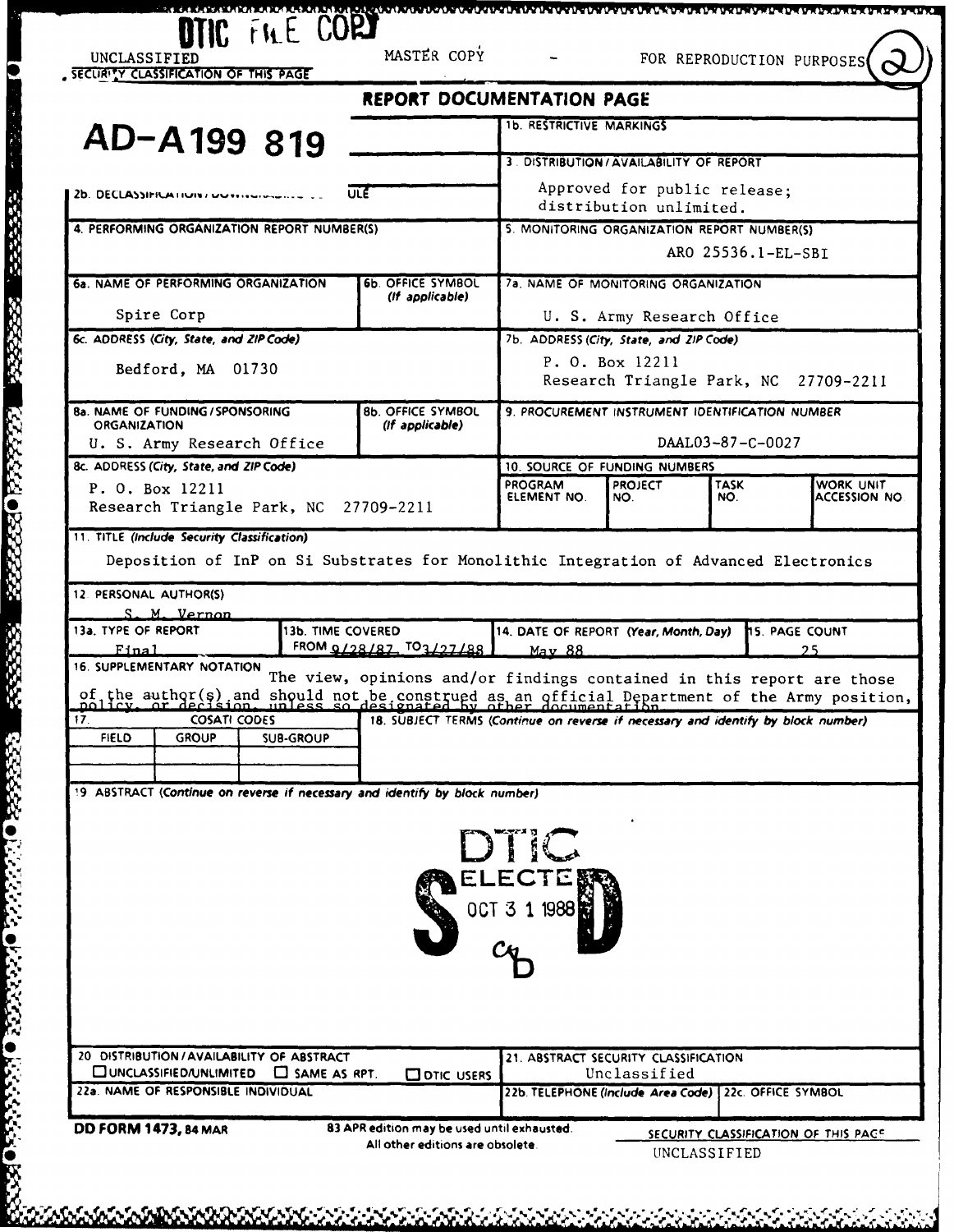DTIC FILE COPY

UNCLASSIFIED MASTER COPY - FOR REPRODUCTION PURPOSES (2)

SECURITY CLASSIFICATION OF THIS PAGE

## REPORT DOCUMENTATION PAGE

**AD-A199 819**

| | |
|---|---|
| 1b. RESTRICTIVE MARKINGS | |
| 2b. DECLASSIFICATION / DOWNGRADING SCHEDULE | 3. DISTRIBUTION / AVAILABILITY OF REPORT: Approved for public release; distribution unlimited. |
| 4. PERFORMING ORGANIZATION REPORT NUMBER(S) | 5. MONITORING ORGANIZATION REPORT NUMBER(S): ARO 25536.1-EL-SBI |
| 6a. NAME OF PERFORMING ORGANIZATION: Spire Corp; 6b. OFFICE SYMBOL (If applicable) | 7a. NAME OF MONITORING ORGANIZATION: U. S. Army Research Office |
| 6c. ADDRESS (City, State, and ZIP Code): Bedford, MA 01730 | 7b. ADDRESS (City, State, and ZIP Code): P. O. Box 12211, Research Triangle Park, NC 27709-2211 |
| 8a. NAME OF FUNDING / SPONSORING ORGANIZATION: U. S. Army Research Office; 8b. OFFICE SYMBOL (If applicable) | 9. PROCUREMENT INSTRUMENT IDENTIFICATION NUMBER: DAAL03-87-C-0027 |
| 8c. ADDRESS (City, State, and ZIP Code): P. O. Box 12211, Research Triangle Park, NC 27709-2211 | 10. SOURCE OF FUNDING NUMBERS: PROGRAM ELEMENT NO. / PROJECT NO. / TASK NO. / WORK UNIT ACCESSION NO |

11. TITLE (Include Security Classification)

Deposition of InP on Si Substrates for Monolithic Integration of Advanced Electronics

12. PERSONAL AUTHOR(S)

S. M. Vernon

| 13a. TYPE OF REPORT | 13b. TIME COVERED | 14. DATE OF REPORT (Year, Month, Day) | 15. PAGE COUNT |
|---|---|---|---|
| Final | FROM 9/28/87 TO 3/27/88 | May 88 | 25 |

16. SUPPLEMENTARY NOTATION

The view, opinions and/or findings contained in this report are those of the author(s) and should not be construed as an official Department of the Army position, policy, or decision, unless so designated by other documentation.

| 17. COSATI CODES | | | 18. SUBJECT TERMS (Continue on reverse if necessary and identify by block number) |
|---|---|---|---|
| FIELD | GROUP | SUB-GROUP | |
| | | | |
| | | | |

19. ABSTRACT (Continue on reverse if necessary and identify by block number)

DTIC ELECTE OCT 3 1 1988 S D

| | |
|---|---|
| 20. DISTRIBUTION / AVAILABILITY OF ABSTRACT: ☐ UNCLASSIFIED/UNLIMITED ☐ SAME AS RPT. ☐ DTIC USERS | 21. ABSTRACT SECURITY CLASSIFICATION: Unclassified |
| 22a. NAME OF RESPONSIBLE INDIVIDUAL | 22b. TELEPHONE (Include Area Code) / 22c. OFFICE SYMBOL |

DD FORM 1473, 84 MAR — 83 APR edition may be used until exhausted. All other editions are obsolete.

SECURITY CLASSIFICATION OF THIS PAGE

UNCLASSIFIED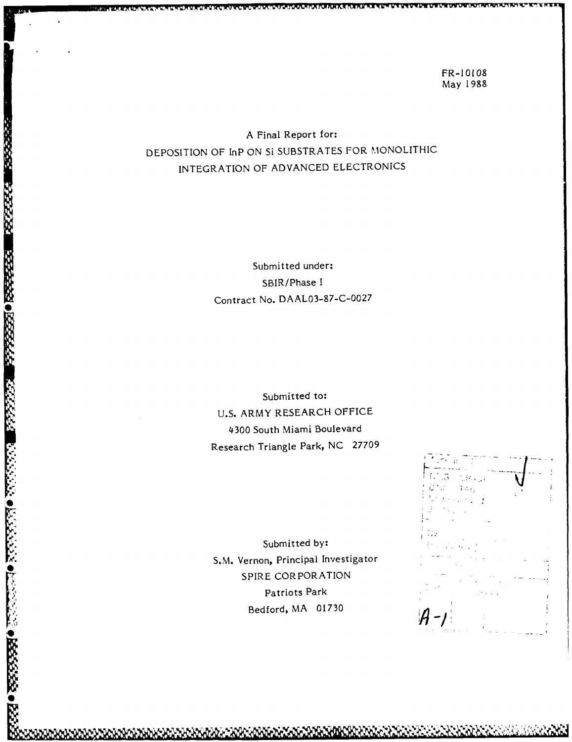FR-10108
May 1988

A Final Report for:
DEPOSITION OF InP ON Si SUBSTRATES FOR MONOLITHIC INTEGRATION OF ADVANCED ELECTRONICS

Submitted under:
SBIR/Phase I
Contract No. DAAL03-87-C-0027

Submitted to:
U.S. ARMY RESEARCH OFFICE
4300 South Miami Boulevard
Research Triangle Park, NC 27709

Submitted by:
S.M. Vernon, Principal Investigator
SPIRE CORPORATION
Patriots Park
Bedford, MA 01730

A-1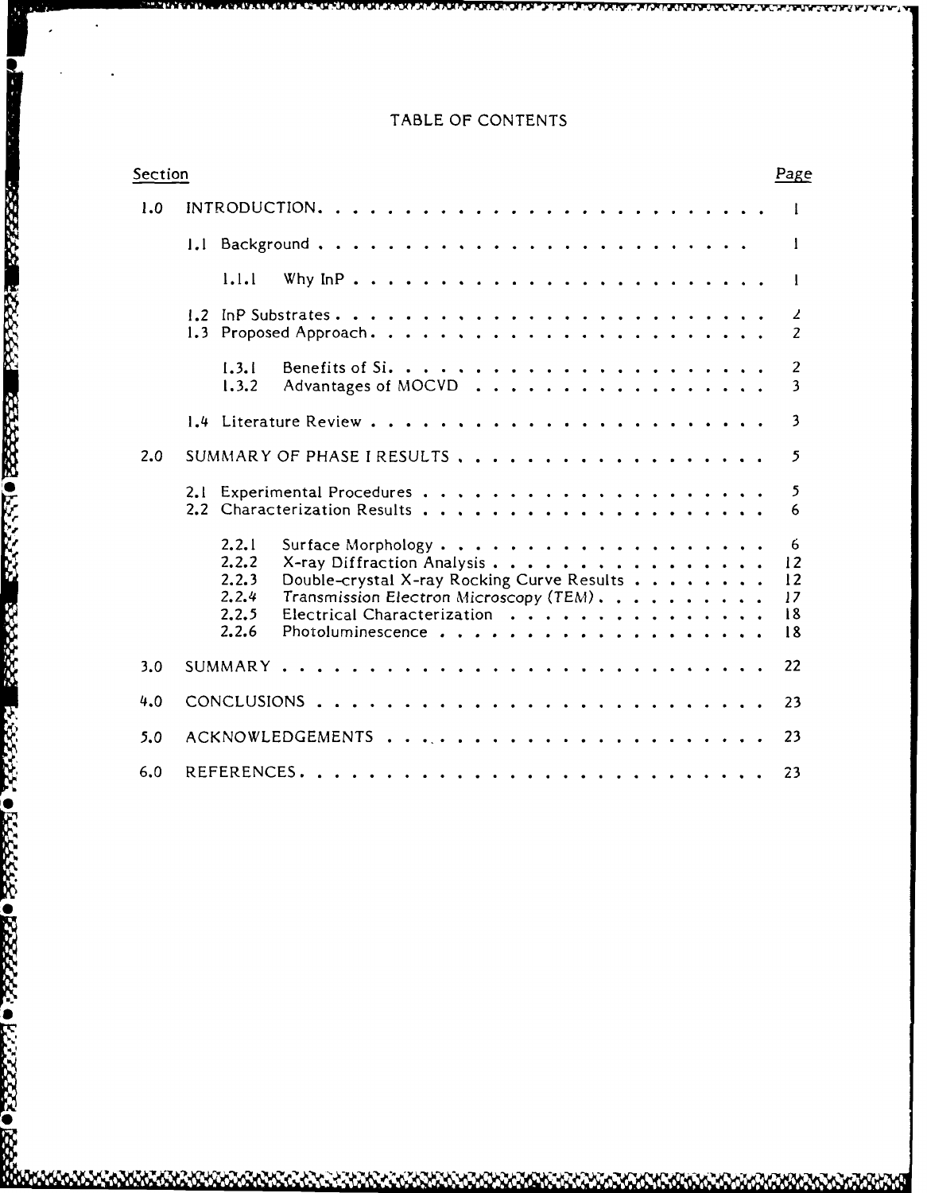# TABLE OF CONTENTS

| Section | | Page |
|---|---|---|
| 1.0 | INTRODUCTION | 1 |
| | 1.1 Background | 1 |
| | 1.1.1 Why InP | 1 |
| | 1.2 InP Substrates | 2 |
| | 1.3 Proposed Approach | 2 |
| | 1.3.1 Benefits of Si | 2 |
| | 1.3.2 Advantages of MOCVD | 3 |
| | 1.4 Literature Review | 3 |
| 2.0 | SUMMARY OF PHASE I RESULTS | 5 |
| | 2.1 Experimental Procedures | 5 |
| | 2.2 Characterization Results | 6 |
| | 2.2.1 Surface Morphology | 6 |
| | 2.2.2 X-ray Diffraction Analysis | 12 |
| | 2.2.3 Double-crystal X-ray Rocking Curve Results | 12 |
| | 2.2.4 *Transmission Electron Microscopy (TEM)* | 17 |
| | 2.2.5 Electrical Characterization | 18 |
| | 2.2.6 Photoluminescence | 18 |
| 3.0 | SUMMARY | 22 |
| 4.0 | CONCLUSIONS | 23 |
| 5.0 | ACKNOWLEDGEMENTS | 23 |
| 6.0 | REFERENCES | 23 |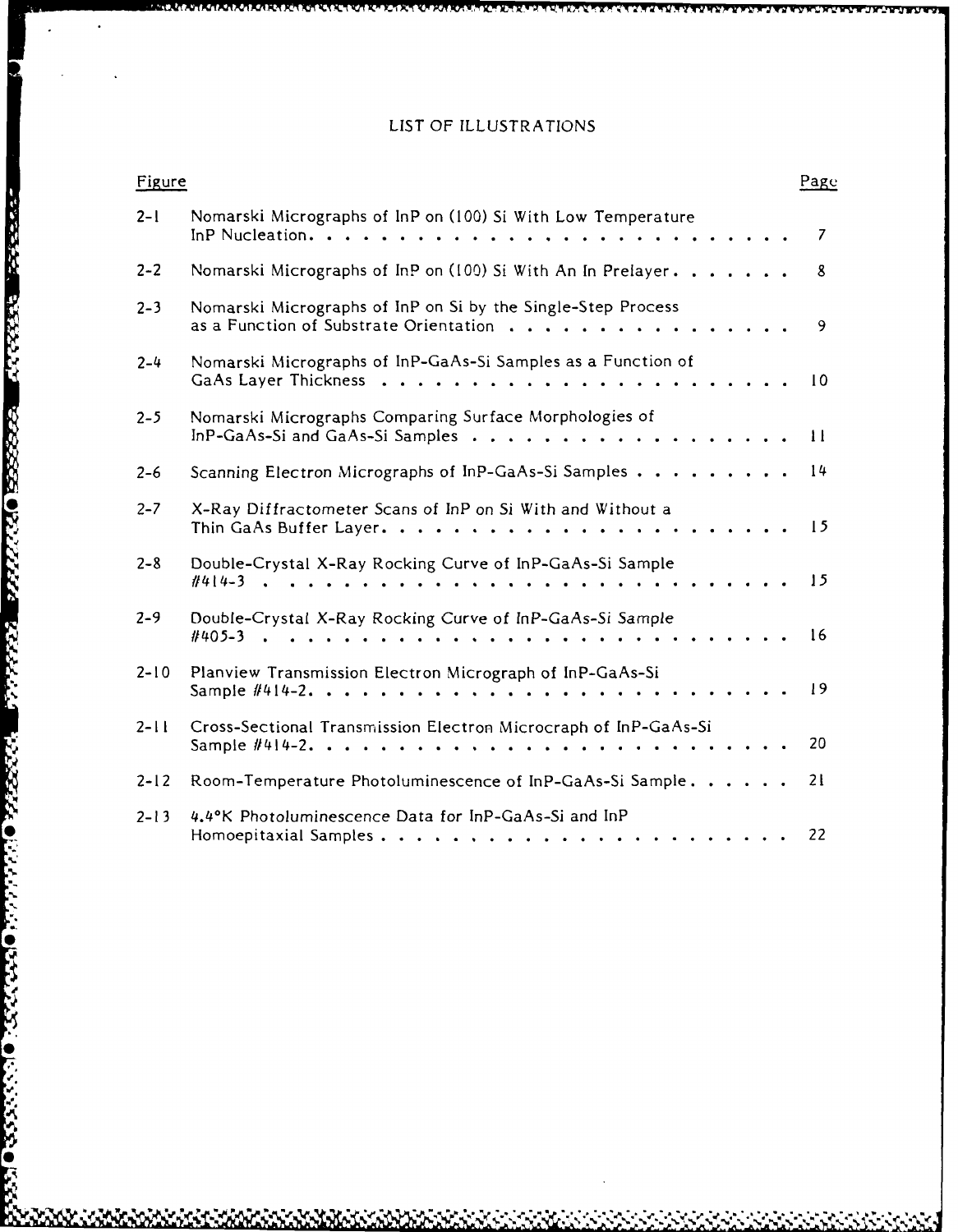# LIST OF ILLUSTRATIONS

| Figure | | Page |
|---|---|---|
| 2-1 | Nomarski Micrographs of InP on (100) Si With Low Temperature InP Nucleation | 7 |
| 2-2 | Nomarski Micrographs of InP on (100) Si With An In Prelayer | 8 |
| 2-3 | Nomarski Micrographs of InP on Si by the Single-Step Process as a Function of Substrate Orientation | 9 |
| 2-4 | Nomarski Micrographs of InP-GaAs-Si Samples as a Function of GaAs Layer Thickness | 10 |
| 2-5 | Nomarski Micrographs Comparing Surface Morphologies of InP-GaAs-Si and GaAs-Si Samples | 11 |
| 2-6 | Scanning Electron Micrographs of InP-GaAs-Si Samples | 14 |
| 2-7 | X-Ray Diffractometer Scans of InP on Si With and Without a Thin GaAs Buffer Layer | 15 |
| 2-8 | Double-Crystal X-Ray Rocking Curve of InP-GaAs-Si Sample #414-3 | 15 |
| 2-9 | Double-Crystal X-Ray Rocking Curve of InP-GaAs-Si Sample #405-3 | 16 |
| 2-10 | Planview Transmission Electron Micrograph of InP-GaAs-Si Sample #414-2 | 19 |
| 2-11 | Cross-Sectional Transmission Electron Microcraph of InP-GaAs-Si Sample #414-2 | 20 |
| 2-12 | Room-Temperature Photoluminescence of InP-GaAs-Si Sample | 21 |
| 2-13 | 4.4°K Photoluminescence Data for InP-GaAs-Si and InP Homoepitaxial Samples | 22 |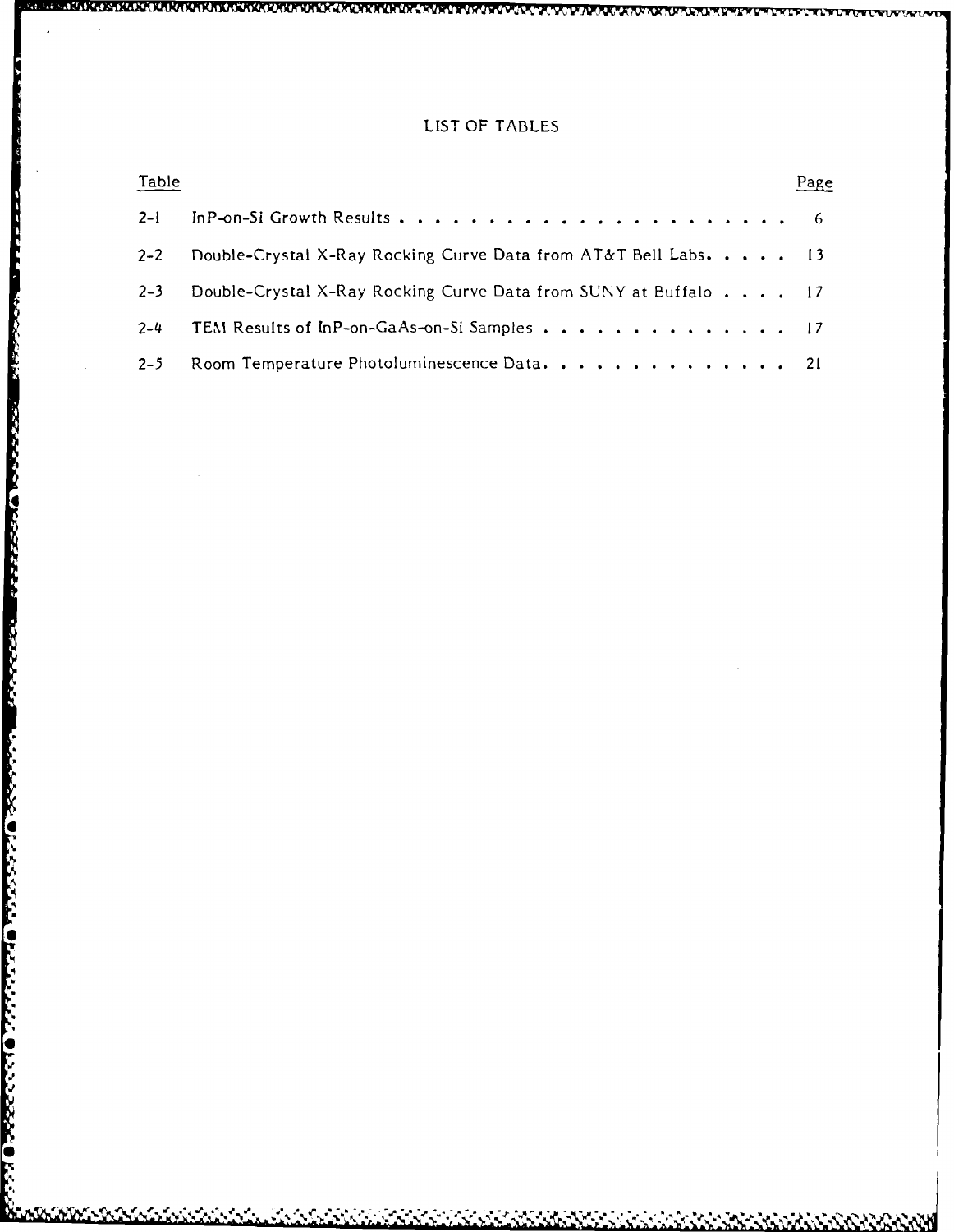# LIST OF TABLES

| Table | | Page |
|---|---|---|
| 2-1 | InP-on-Si Growth Results | 6 |
| 2-2 | Double-Crystal X-Ray Rocking Curve Data from AT&T Bell Labs | 13 |
| 2-3 | Double-Crystal X-Ray Rocking Curve Data from SUNY at Buffalo | 17 |
| 2-4 | TEM Results of InP-on-GaAs-on-Si Samples | 17 |
| 2-5 | Room Temperature Photoluminescence Data | 21 |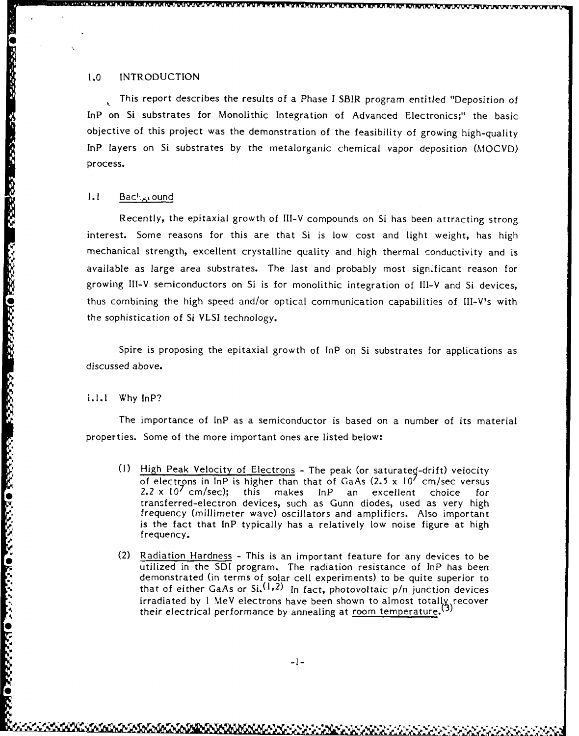## 1.0 INTRODUCTION

This report describes the results of a Phase I SBIR program entitled "Deposition of InP on Si substrates for Monolithic Integration of Advanced Electronics;" the basic objective of this project was the demonstration of the feasibility of growing high-quality InP layers on Si substrates by the metalorganic chemical vapor deposition (MOCVD) process.

### 1.1 Background

Recently, the epitaxial growth of III-V compounds on Si has been attracting strong interest. Some reasons for this are that Si is low cost and light weight, has high mechanical strength, excellent crystalline quality and high thermal conductivity and is available as large area substrates. The last and probably most significant reason for growing III-V semiconductors on Si is for monolithic integration of III-V and Si devices, thus combining the high speed and/or optical communication capabilities of III-V's with the sophistication of Si VLSI technology.

Spire is proposing the epitaxial growth of InP on Si substrates for applications as discussed above.

#### 1.1.1 Why InP?

The importance of InP as a semiconductor is based on a number of its material properties. Some of the more important ones are listed below:

(1) High Peak Velocity of Electrons - The peak (or saturated-drift) velocity of electrons in InP is higher than that of GaAs ($2.5 \times 10^7$ cm/sec versus $2.2 \times 10^7$ cm/sec); this makes InP an excellent choice for transferred-electron devices, such as Gunn diodes, used as very high frequency (millimeter wave) oscillators and amplifiers. Also important is the fact that InP typically has a relatively low noise figure at high frequency.

(2) Radiation Hardness - This is an important feature for any devices to be utilized in the SDI program. The radiation resistance of InP has been demonstrated (in terms of solar cell experiments) to be quite superior to that of either GaAs or Si.(1,2) In fact, photovoltaic p/n junction devices irradiated by 1 MeV electrons have been shown to almost totally recover their electrical performance by annealing at room temperature.(3)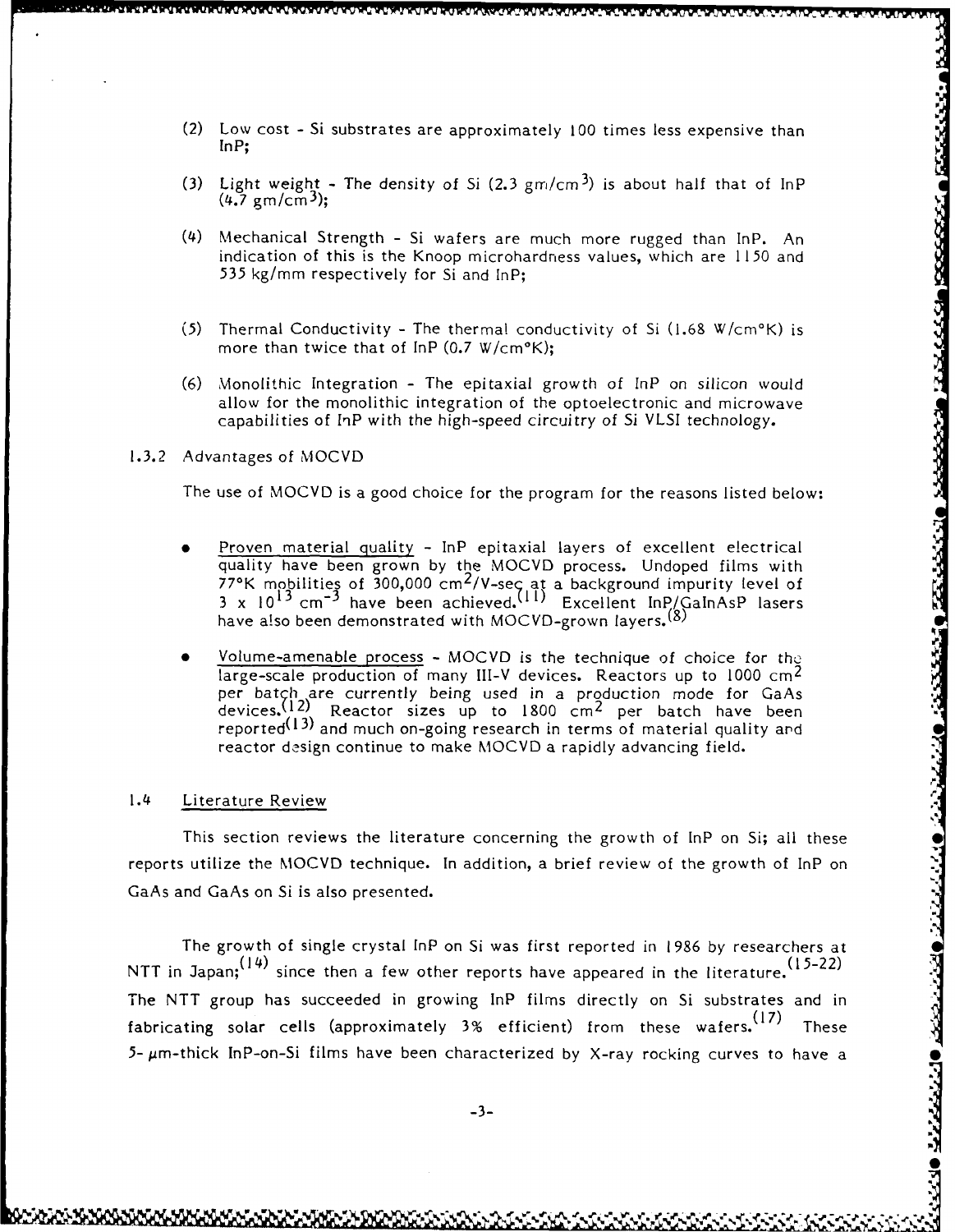(2) Low cost - Si substrates are approximately 100 times less expensive than InP;

(3) Light weight - The density of Si (2.3 gm/cm$^3$) is about half that of InP (4.7 gm/cm$^3$);

(4) Mechanical Strength - Si wafers are much more rugged than InP. An indication of this is the Knoop microhardness values, which are 1150 and 535 kg/mm respectively for Si and InP;

(5) Thermal Conductivity - The thermal conductivity of Si (1.68 W/cm°K) is more than twice that of InP (0.7 W/cm°K);

(6) Monolithic Integration - The epitaxial growth of InP on silicon would allow for the monolithic integration of the optoelectronic and microwave capabilities of InP with the high-speed circuitry of Si VLSI technology.

### 1.3.2 Advantages of MOCVD

The use of MOCVD is a good choice for the program for the reasons listed below:

- Proven material quality - InP epitaxial layers of excellent electrical quality have been grown by the MOCVD process. Undoped films with 77°K mobilities of 300,000 cm$^2$/V-sec at a background impurity level of $3 \times 10^{13}$ cm$^{-3}$ have been achieved.[11] Excellent InP/GaInAsP lasers have also been demonstrated with MOCVD-grown layers.[8]

- Volume-amenable process - MOCVD is the technique of choice for the large-scale production of many III-V devices. Reactors up to 1000 cm$^2$ per batch are currently being used in a production mode for GaAs devices.[12] Reactor sizes up to 1800 cm$^2$ per batch have been reported[13] and much on-going research in terms of material quality and reactor design continue to make MOCVD a rapidly advancing field.

## 1.4 Literature Review

This section reviews the literature concerning the growth of InP on Si; all these reports utilize the MOCVD technique. In addition, a brief review of the growth of InP on GaAs and GaAs on Si is also presented.

The growth of single crystal InP on Si was first reported in 1986 by researchers at NTT in Japan;[14] since then a few other reports have appeared in the literature.[15-22] The NTT group has succeeded in growing InP films directly on Si substrates and in fabricating solar cells (approximately 3% efficient) from these wafers.[17] These 5-$\mu$m-thick InP-on-Si films have been characterized by X-ray rocking curves to have a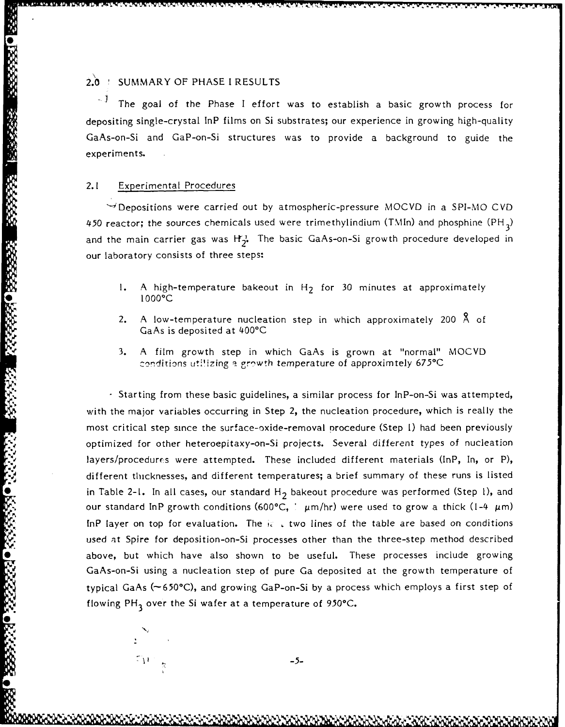## 2.0 SUMMARY OF PHASE I RESULTS

The goal of the Phase I effort was to establish a basic growth process for depositing single-crystal InP films on Si substrates; our experience in growing high-quality GaAs-on-Si and GaP-on-Si structures was to provide a background to guide the experiments.

### 2.1 Experimental Procedures

Depositions were carried out by atmospheric-pressure MOCVD in a SPI-MO CVD 450 reactor; the sources chemicals used were trimethylindium (TMIn) and phosphine ($PH_3$) and the main carrier gas was $H_2$. The basic GaAs-on-Si growth procedure developed in our laboratory consists of three steps:

1. A high-temperature bakeout in $H_2$ for 30 minutes at approximately 1000°C
2. A low-temperature nucleation step in which approximately 200 Å of GaAs is deposited at 400°C
3. A film growth step in which GaAs is grown at "normal" MOCVD conditions utilizing a growth temperature of approximtely 675°C

Starting from these basic guidelines, a similar process for InP-on-Si was attempted, with the major variables occurring in Step 2, the nucleation procedure, which is really the most critical step since the surface-oxide-removal procedure (Step 1) had been previously optimized for other heteroepitaxy-on-Si projects. Several different types of nucleation layers/procedures were attempted. These included different materials (InP, In, or P), different thicknesses, and different temperatures; a brief summary of these runs is listed in Table 2-1. In all cases, our standard $H_2$ bakeout procedure was performed (Step 1), and our standard InP growth conditions (600°C, 1 µm/hr) were used to grow a thick (1-4 µm) InP layer on top for evaluation. The last two lines of the table are based on conditions used at Spire for deposition-on-Si processes other than the three-step method described above, but which have also shown to be useful. These processes include growing GaAs-on-Si using a nucleation step of pure Ga deposited at the growth temperature of typical GaAs (~650°C), and growing GaP-on-Si by a process which employs a first step of flowing $PH_3$ over the Si wafer at a temperature of 950°C.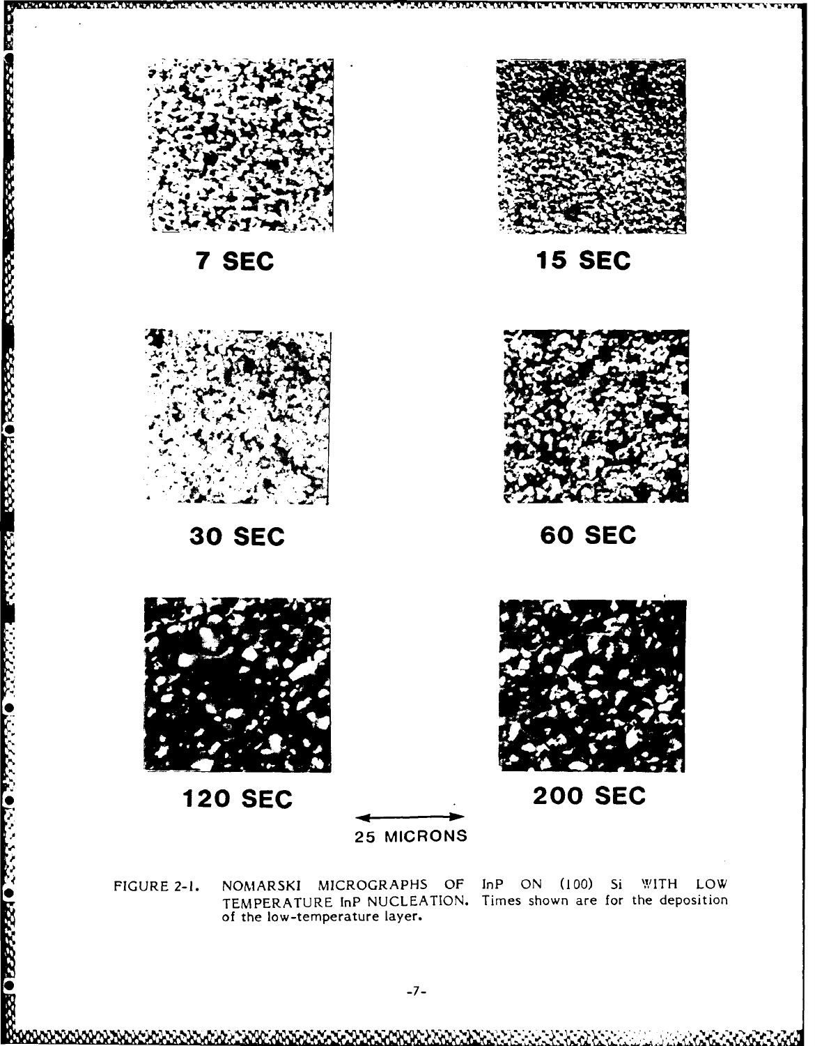7 SEC

15 SEC

30 SEC

60 SEC

120 SEC

200 SEC

25 MICRONS

FIGURE 2-1. NOMARSKI MICROGRAPHS OF InP ON (100) Si WITH LOW TEMPERATURE InP NUCLEATION. Times shown are for the deposition of the low-temperature layer.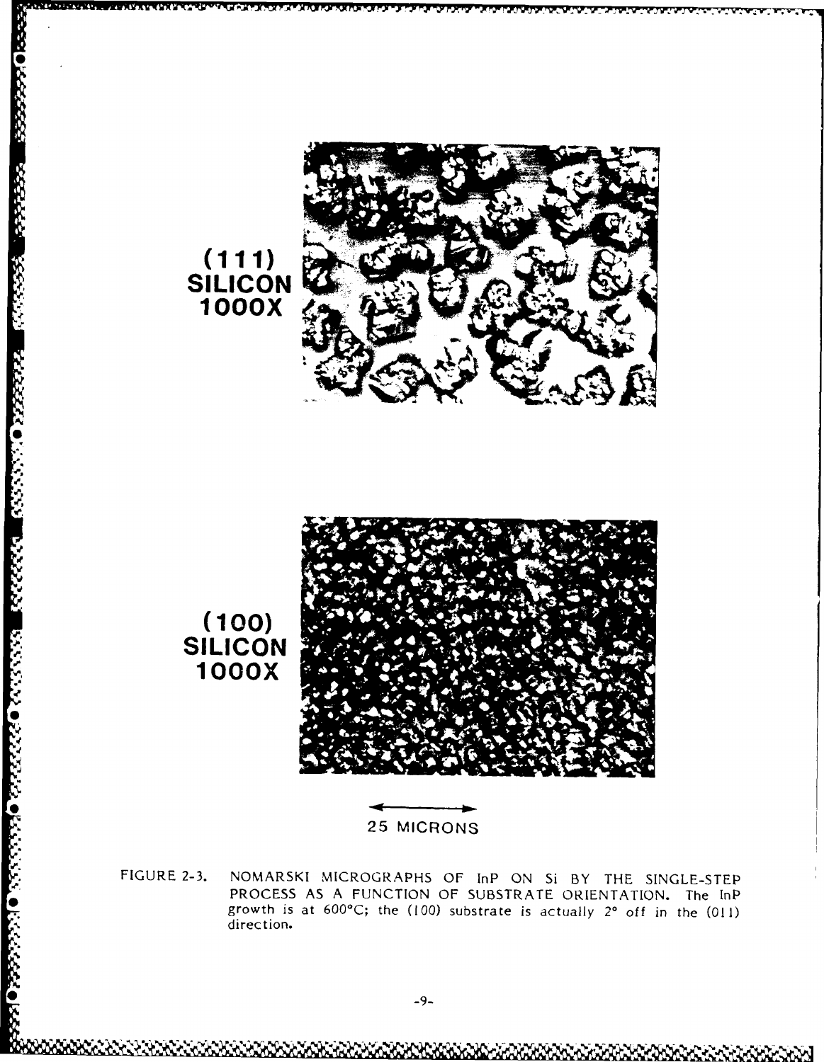(111)
SILICON
1000X

(100)
SILICON
1000X

25 MICRONS

FIGURE 2-3. NOMARSKI MICROGRAPHS OF InP ON Si BY THE SINGLE-STEP PROCESS AS A FUNCTION OF SUBSTRATE ORIENTATION. The InP growth is at 600°C; the (100) substrate is actually 2° off in the (011) direction.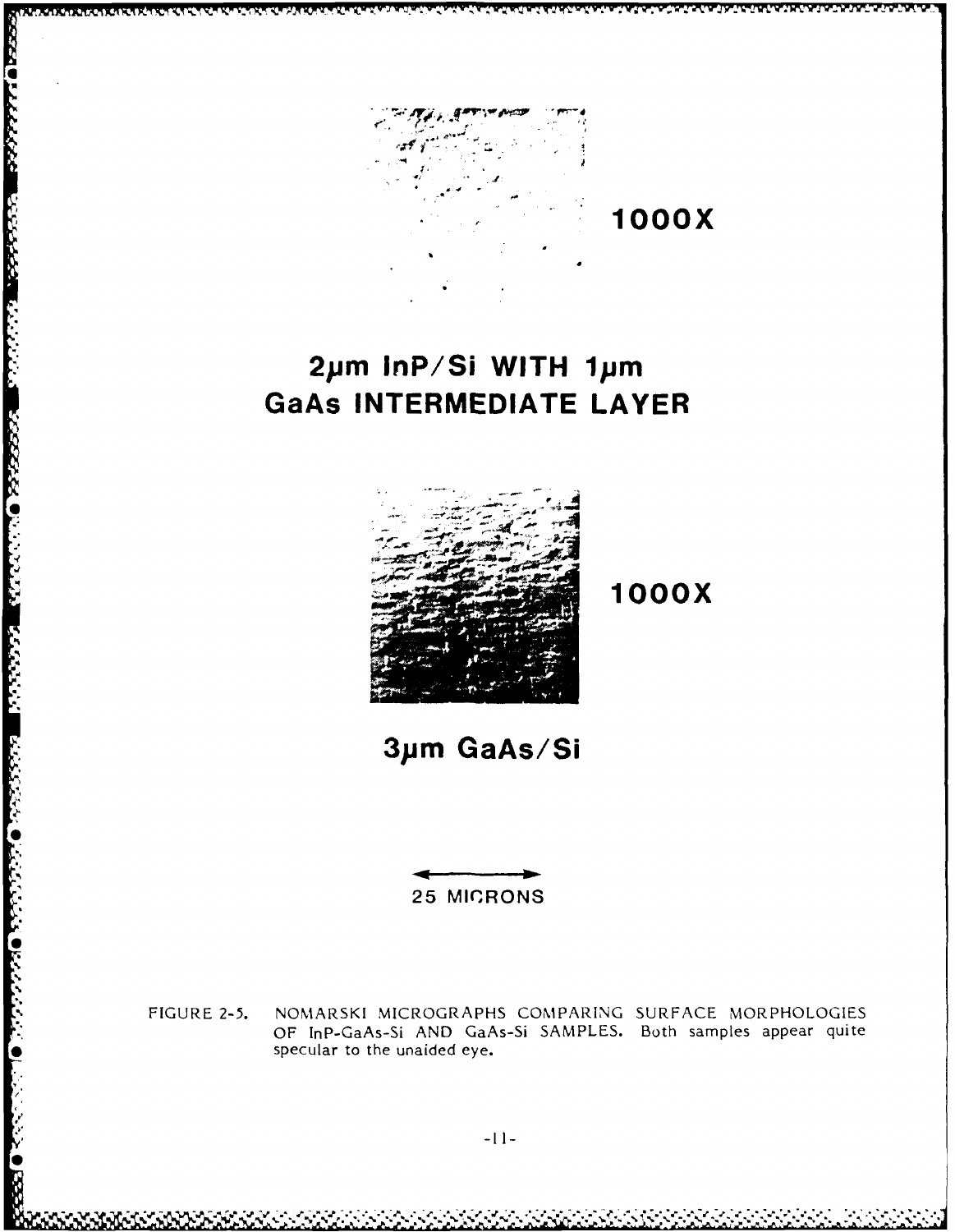1000X

2μm InP/Si WITH 1μm GaAs INTERMEDIATE LAYER

1000X

3μm GaAs/Si

25 MICRONS

FIGURE 2-5. NOMARSKI MICROGRAPHS COMPARING SURFACE MORPHOLOGIES OF InP-GaAs-Si AND GaAs-Si SAMPLES. Both samples appear quite specular to the unaided eye.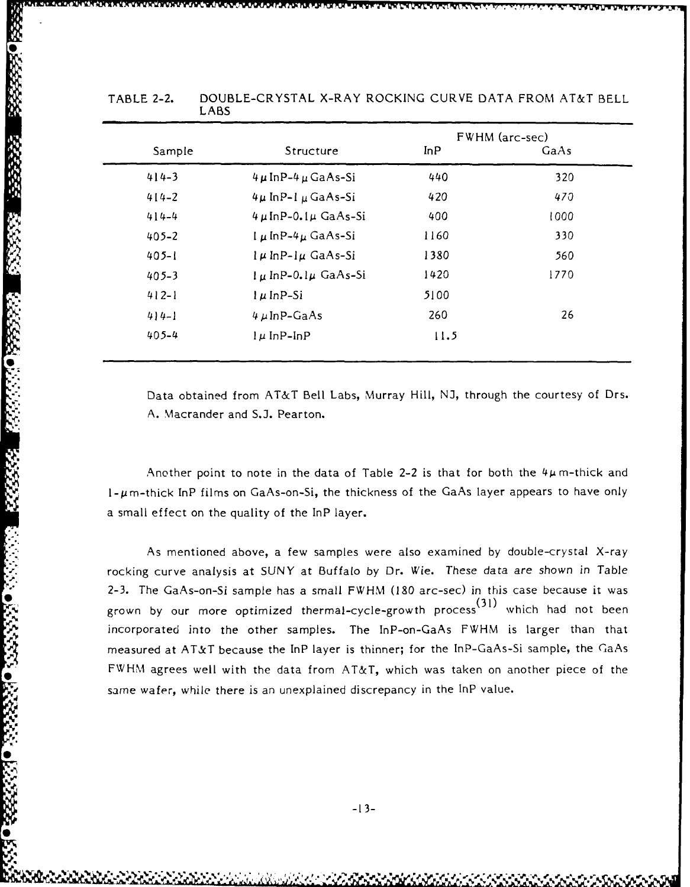TABLE 2-2. DOUBLE-CRYSTAL X-RAY ROCKING CURVE DATA FROM AT&T BELL LABS

| Sample | Structure | FWHM (arc-sec) InP | GaAs |
|---|---|---|---|
| 414-3 | 4 μ InP-4 μ GaAs-Si | 440 | 320 |
| 414-2 | 4μ InP-1 μ GaAs-Si | 420 | 470 |
| 414-4 | 4 μ InP-0.1μ GaAs-Si | 400 | 1000 |
| 405-2 | 1 μ InP-4μ GaAs-Si | 1160 | 330 |
| 405-1 | 1 μ InP-1μ GaAs-Si | 1380 | 560 |
| 405-3 | 1 μ InP-0.1μ GaAs-Si | 1420 | 1770 |
| 412-1 | 1 μ InP-Si | 5100 | |
| 414-1 | 4 μ InP-GaAs | 260 | 26 |
| 405-4 | 1 μ InP-InP | 11.5 | |

Data obtained from AT&T Bell Labs, Murray Hill, NJ, through the courtesy of Drs. A. Macrander and S.J. Pearton.

Another point to note in the data of Table 2-2 is that for both the 4μm-thick and 1-μm-thick InP films on GaAs-on-Si, the thickness of the GaAs layer appears to have only a small effect on the quality of the InP layer.

As mentioned above, a few samples were also examined by double-crystal X-ray rocking curve analysis at SUNY at Buffalo by Dr. Wie. These data are shown in Table 2-3. The GaAs-on-Si sample has a small FWHM (180 arc-sec) in this case because it was grown by our more optimized thermal-cycle-growth process[31] which had not been incorporated into the other samples. The InP-on-GaAs FWHM is larger than that measured at AT&T because the InP layer is thinner; for the InP-GaAs-Si sample, the GaAs FWHM agrees well with the data from AT&T, which was taken on another piece of the same wafer, while there is an unexplained discrepancy in the InP value.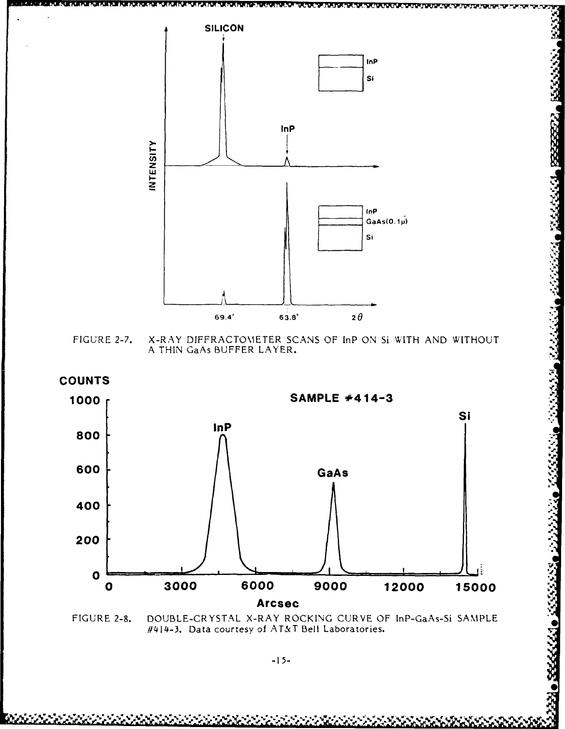FIGURE 2-7. X-RAY DIFFRACTOMETER SCANS OF InP ON Si WITH AND WITHOUT A THIN GaAs BUFFER LAYER.

FIGURE 2-8. DOUBLE-CRYSTAL X-RAY ROCKING CURVE OF InP-GaAs-Si SAMPLE #414-3. Data courtesy of AT&T Bell Laboratories.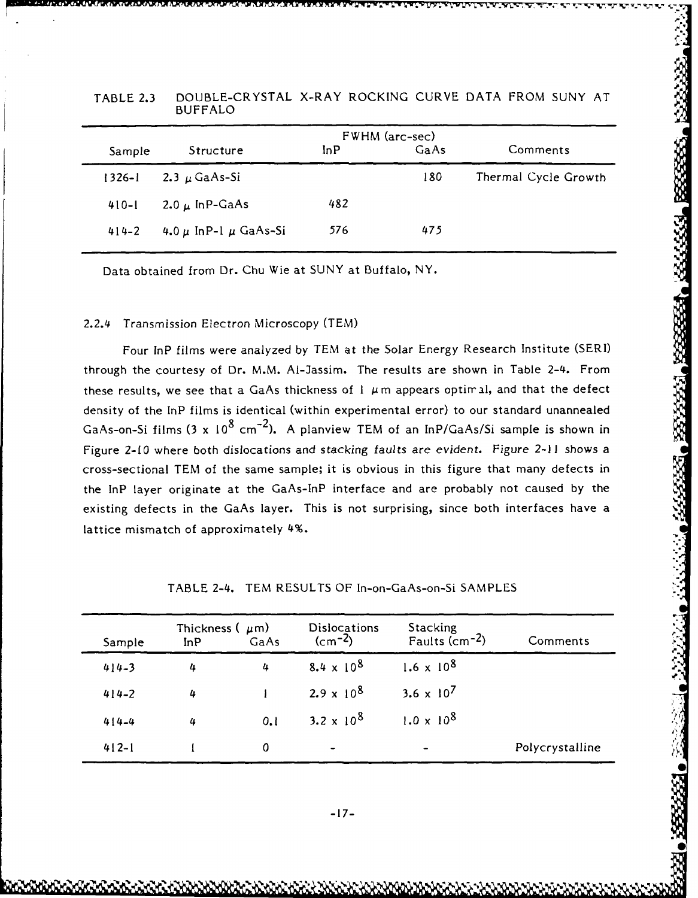TABLE 2.3 DOUBLE-CRYSTAL X-RAY ROCKING CURVE DATA FROM SUNY AT BUFFALO

| Sample | Structure | FWHM (arc-sec) InP | FWHM (arc-sec) GaAs | Comments |
|---|---|---|---|---|
| 1326-1 | 2.3 μ GaAs-Si | | 180 | Thermal Cycle Growth |
| 410-1 | 2.0 μ InP-GaAs | 482 | | |
| 414-2 | 4.0 μ InP-1 μ GaAs-Si | 576 | 475 | |

Data obtained from Dr. Chu Wie at SUNY at Buffalo, NY.

### 2.2.4 Transmission Electron Microscopy (TEM)

Four InP films were analyzed by TEM at the Solar Energy Research Institute (SERI) through the courtesy of Dr. M.M. Al-Jassim. The results are shown in Table 2-4. From these results, we see that a GaAs thickness of 1 μm appears optimal, and that the defect density of the InP films is identical (within experimental error) to our standard unannealed GaAs-on-Si films ($3 \times 10^8$ $cm^{-2}$). A planview TEM of an InP/GaAs/Si sample is shown in Figure 2-10 where both dislocations and stacking faults are evident. Figure 2-11 shows a cross-sectional TEM of the same sample; it is obvious in this figure that many defects in the InP layer originate at the GaAs-InP interface and are probably not caused by the existing defects in the GaAs layer. This is not surprising, since both interfaces have a lattice mismatch of approximately 4%.

TABLE 2-4. TEM RESULTS OF In-on-GaAs-on-Si SAMPLES

| Sample | Thickness (μm) InP | Thickness (μm) GaAs | Dislocations ($cm^{-2}$) | Stacking Faults ($cm^{-2}$) | Comments |
|---|---|---|---|---|---|
| 414-3 | 4 | 4 | $8.4 \times 10^8$ | $1.6 \times 10^8$ | |
| 414-2 | 4 | 1 | $2.9 \times 10^8$ | $3.6 \times 10^7$ | |
| 414-4 | 4 | 0.1 | $3.2 \times 10^8$ | $1.0 \times 10^8$ | |
| 412-1 | 1 | 0 | - | - | Polycrystalline |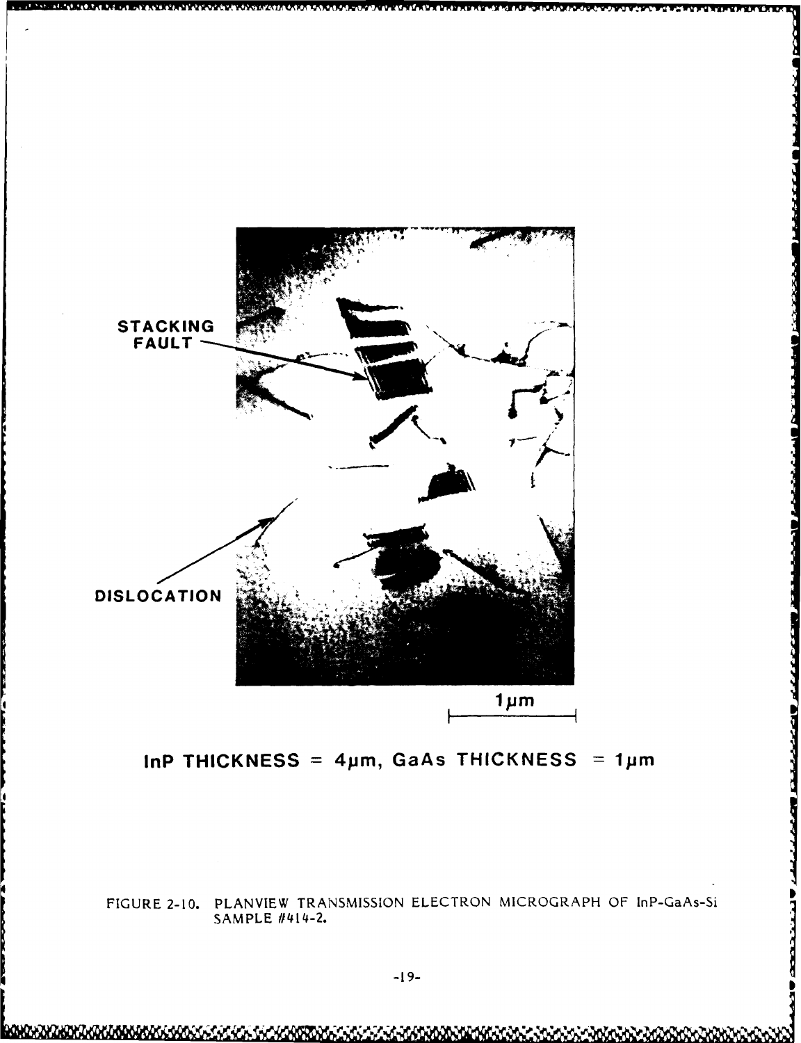STACKING FAULT

DISLOCATION

1μm

InP THICKNESS = 4μm, GaAs THICKNESS = 1μm

FIGURE 2-10. PLANVIEW TRANSMISSION ELECTRON MICROGRAPH OF InP-GaAs-Si SAMPLE #414-2.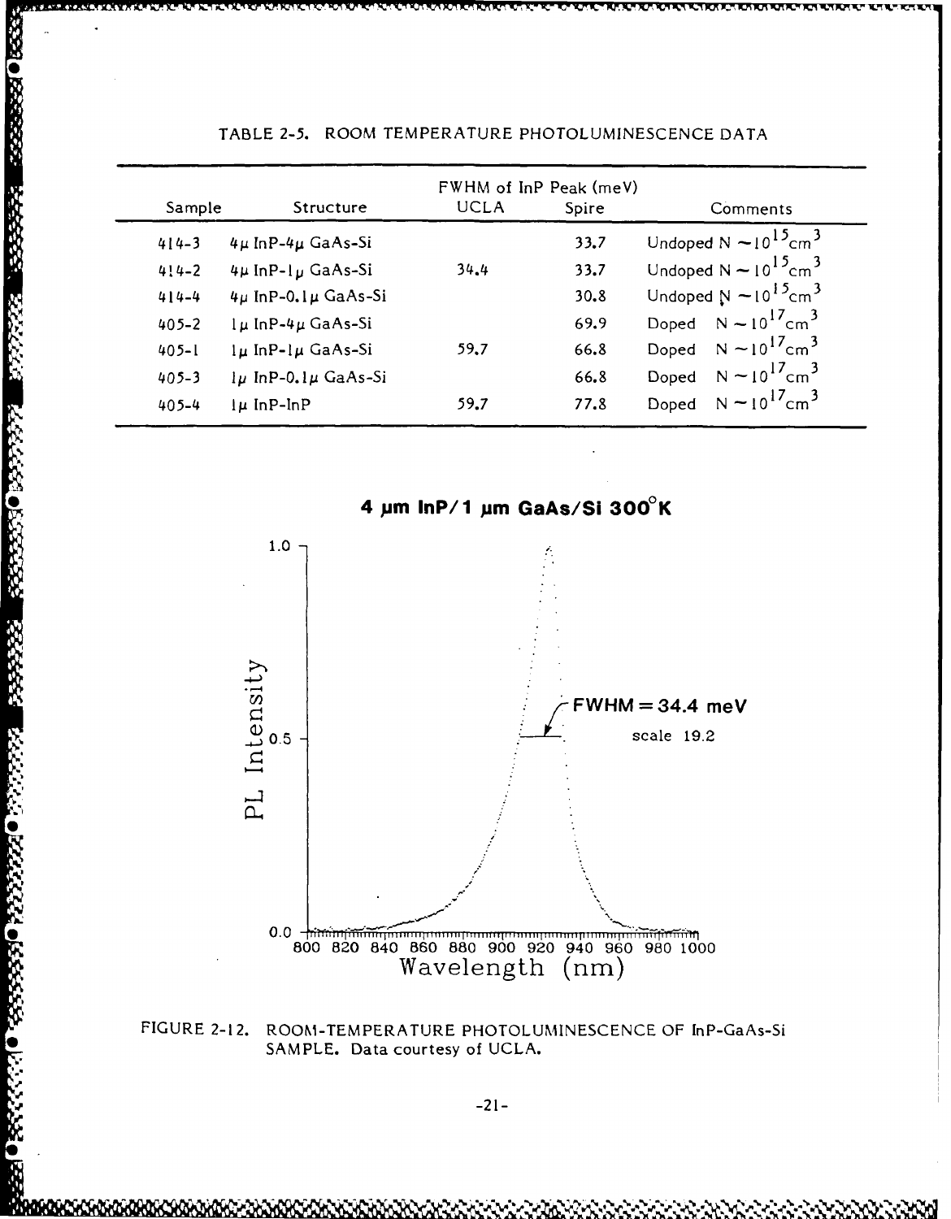TABLE 2-5. ROOM TEMPERATURE PHOTOLUMINESCENCE DATA

| Sample | Structure | FWHM of InP Peak (meV) UCLA | FWHM of InP Peak (meV) Spire | Comments |
|---|---|---|---|---|
| 414-3 | 4μ InP-4μ GaAs-Si | | 33.7 | Undoped $N \sim 10^{15} cm^3$ |
| 414-2 | 4μ InP-1μ GaAs-Si | 34.4 | 33.7 | Undoped $N \sim 10^{15} cm^3$ |
| 414-4 | 4μ InP-0.1μ GaAs-Si | | 30.8 | Undoped $N \sim 10^{15} cm^3$ |
| 405-2 | 1μ InP-4μ GaAs-Si | | 69.9 | Doped $N \sim 10^{17} cm^3$ |
| 405-1 | 1μ InP-1μ GaAs-Si | 59.7 | 66.8 | Doped $N \sim 10^{17} cm^3$ |
| 405-3 | 1μ InP-0.1μ GaAs-Si | | 66.8 | Doped $N \sim 10^{17} cm^3$ |
| 405-4 | 1μ InP-InP | 59.7 | 77.8 | Doped $N \sim 10^{17} cm^3$ |

FIGURE 2-12. ROOM-TEMPERATURE PHOTOLUMINESCENCE OF InP-GaAs-Si SAMPLE. Data courtesy of UCLA.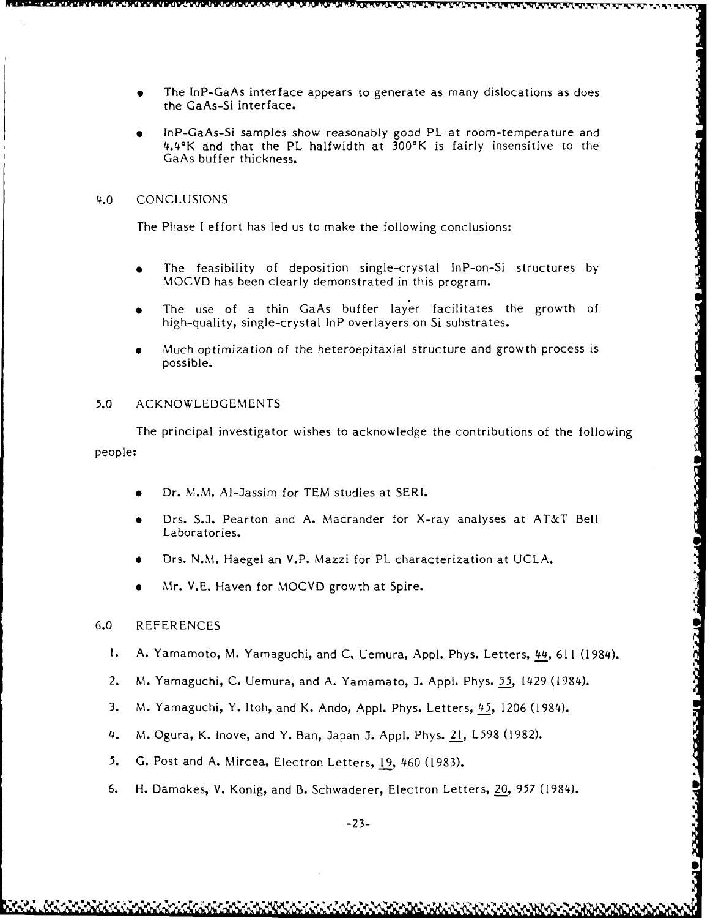- The InP-GaAs interface appears to generate as many dislocations as does the GaAs-Si interface.

- InP-GaAs-Si samples show reasonably good PL at room-temperature and 4.4°K and that the PL halfwidth at 300°K is fairly insensitive to the GaAs buffer thickness.

## 4.0 CONCLUSIONS

The Phase I effort has led us to make the following conclusions:

- The feasibility of deposition single-crystal InP-on-Si structures by MOCVD has been clearly demonstrated in this program.

- The use of a thin GaAs buffer layer facilitates the growth of high-quality, single-crystal InP overlayers on Si substrates.

- Much optimization of the heteroepitaxial structure and growth process is possible.

## 5.0 ACKNOWLEDGEMENTS

The principal investigator wishes to acknowledge the contributions of the following people:

- Dr. M.M. Al-Jassim for TEM studies at SERI.

- Drs. S.J. Pearton and A. Macrander for X-ray analyses at AT&T Bell Laboratories.

- Drs. N.M. Haegel an V.P. Mazzi for PL characterization at UCLA.

- Mr. V.E. Haven for MOCVD growth at Spire.

## 6.0 REFERENCES

1. A. Yamamoto, M. Yamaguchi, and C. Uemura, Appl. Phys. Letters, 44, 611 (1984).
2. M. Yamaguchi, C. Uemura, and A. Yamamato, J. Appl. Phys. 55, 1429 (1984).
3. M. Yamaguchi, Y. Itoh, and K. Ando, Appl. Phys. Letters, 45, 1206 (1984).
4. M. Ogura, K. Inove, and Y. Ban, Japan J. Appl. Phys. 21, L598 (1982).
5. G. Post and A. Mircea, Electron Letters, 19, 460 (1983).
6. H. Damokes, V. Konig, and B. Schwaderer, Electron Letters, 20, 957 (1984).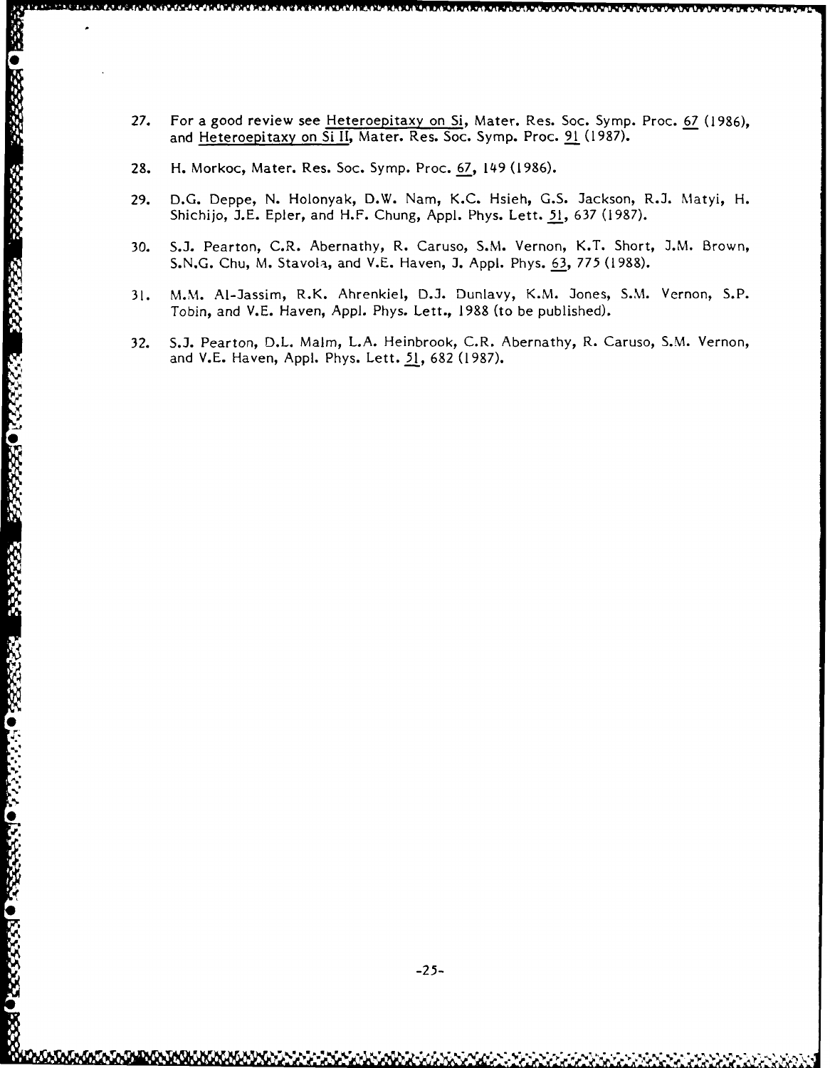27. For a good review see Heteroepitaxy on Si, Mater. Res. Soc. Symp. Proc. 67 (1986), and Heteroepitaxy on Si II, Mater. Res. Soc. Symp. Proc. 91 (1987).

28. H. Morkoc, Mater. Res. Soc. Symp. Proc. 67, 149 (1986).

29. D.G. Deppe, N. Holonyak, D.W. Nam, K.C. Hsieh, G.S. Jackson, R.J. Matyi, H. Shichijo, J.E. Epler, and H.F. Chung, Appl. Phys. Lett. 51, 637 (1987).

30. S.J. Pearton, C.R. Abernathy, R. Caruso, S.M. Vernon, K.T. Short, J.M. Brown, S.N.G. Chu, M. Stavola, and V.E. Haven, J. Appl. Phys. 63, 775 (1988).

31. M.M. Al-Jassim, R.K. Ahrenkiel, D.J. Dunlavy, K.M. Jones, S.M. Vernon, S.P. Tobin, and V.E. Haven, Appl. Phys. Lett., 1988 (to be published).

32. S.J. Pearton, D.L. Malm, L.A. Heinbrook, C.R. Abernathy, R. Caruso, S.M. Vernon, and V.E. Haven, Appl. Phys. Lett. 51, 682 (1987).